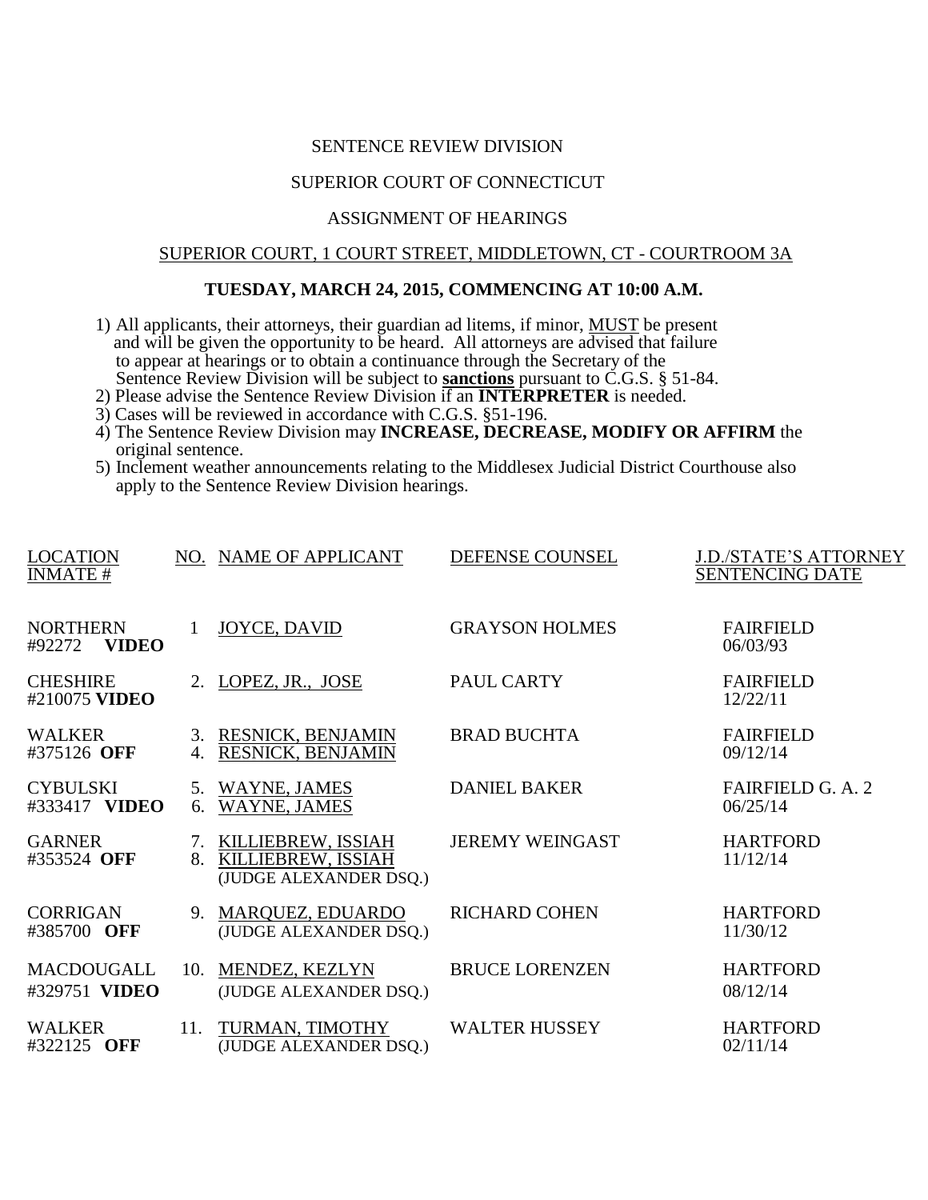SENTENCE REVIEW DIVISION

SUPERIOR COURT OF CONNECTICUT

ASSIGNMENT OF HEARINGS

SUPERIOR COURT, 1 COURT STREET, MIDDLETOWN, CT - COURTROOM 3A

**TUESDAY, MARCH 24, 2015, COMMENCING AT 10:00 A.M.**

1) All applicants, their attorneys, their guardian ad litems, if minor, MUST be present and will be given the opportunity to be heard. All attorneys are advised that failure to appear at hearings or to obtain a continuance through the Secretary of the Sentence Review Division will be subject to **sanctions** pursuant to C.G.S. § 51-84.
2) Please advise the Sentence Review Division if an **INTERPRETER** is needed.
3) Cases will be reviewed in accordance with C.G.S. §51-196.
4) The Sentence Review Division may **INCREASE, DECREASE, MODIFY OR AFFIRM** the original sentence.
5) Inclement weather announcements relating to the Middlesex Judicial District Courthouse also apply to the Sentence Review Division hearings.

| LOCATION INMATE # | NO. | NAME OF APPLICANT | DEFENSE COUNSEL | J.D./STATE'S ATTORNEY SENTENCING DATE |
|---|---|---|---|---|
| NORTHERN #92272 **VIDEO** | 1 | JOYCE, DAVID | GRAYSON HOLMES | FAIRFIELD 06/03/93 |
| CHESHIRE #210075 **VIDEO** | 2. | LOPEZ, JR., JOSE | PAUL CARTY | FAIRFIELD 12/22/11 |
| WALKER #375126 **OFF** | 3. 4. | RESNICK, BENJAMIN RESNICK, BENJAMIN | BRAD BUCHTA | FAIRFIELD 09/12/14 |
| CYBULSKI #333417 **VIDEO** | 5. 6. | WAYNE, JAMES WAYNE, JAMES | DANIEL BAKER | FAIRFIELD G. A. 2 06/25/14 |
| GARNER #353524 **OFF** | 7. 8. | KILLIEBREW, ISSIAH KILLIEBREW, ISSIAH (JUDGE ALEXANDER DSQ.) | JEREMY WEINGAST | HARTFORD 11/12/14 |
| CORRIGAN #385700 **OFF** | 9. | MARQUEZ, EDUARDO (JUDGE ALEXANDER DSQ.) | RICHARD COHEN | HARTFORD 11/30/12 |
| MACDOUGALL #329751 **VIDEO** | 10. | MENDEZ, KEZLYN (JUDGE ALEXANDER DSQ.) | BRUCE LORENZEN | HARTFORD 08/12/14 |
| WALKER #322125 **OFF** | 11. | TURMAN, TIMOTHY (JUDGE ALEXANDER DSQ.) | WALTER HUSSEY | HARTFORD 02/11/14 |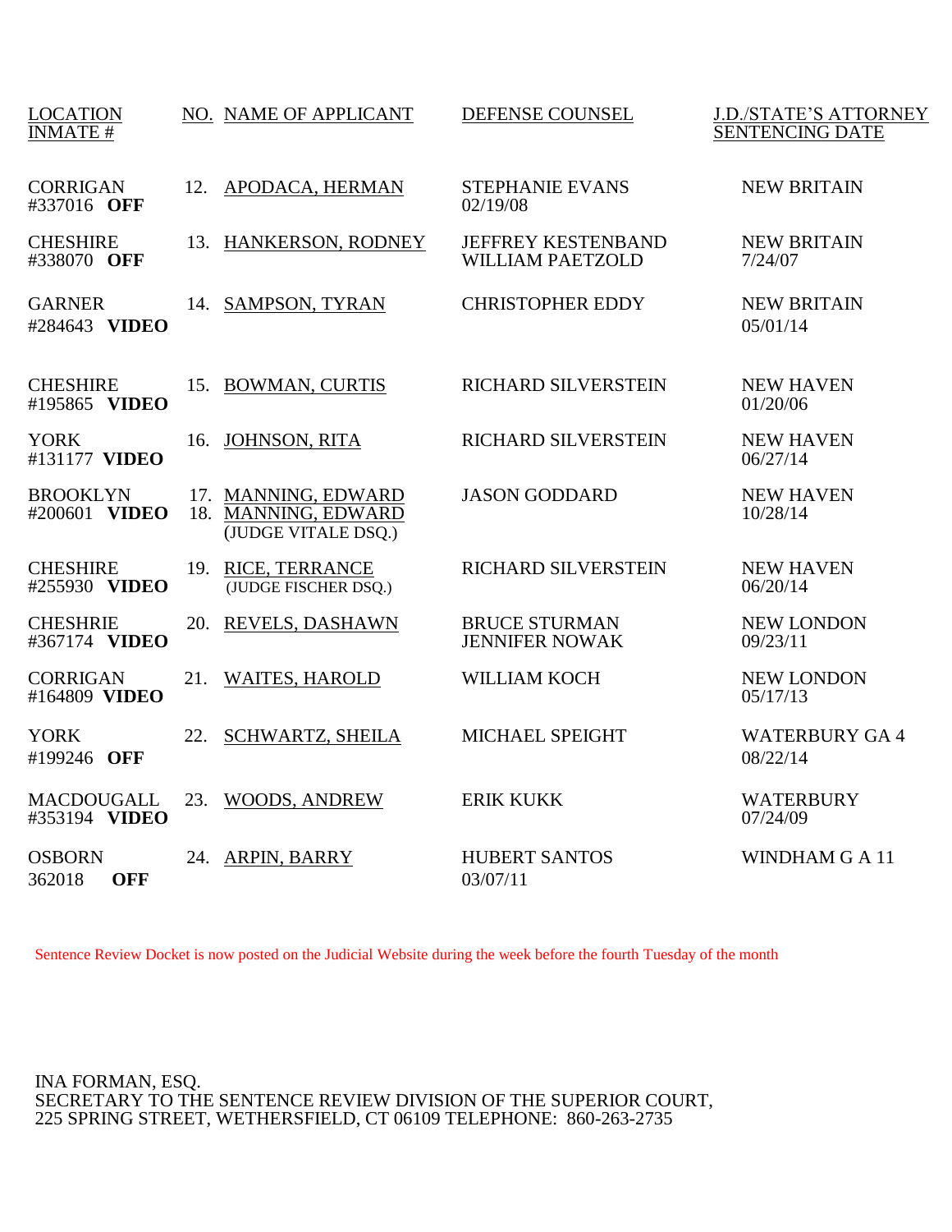| LOCATION<br>INMATE # | NO. | NAME OF APPLICANT | DEFENSE COUNSEL | J.D./STATE'S ATTORNEY<br>SENTENCING DATE |
|---|---|---|---|---|
| CORRIGAN<br>#337016 **OFF** | 12. | APODACA, HERMAN | STEPHANIE EVANS<br>02/19/08 | NEW BRITAIN |
| CHESHIRE<br>#338070 **OFF** | 13. | HANKERSON, RODNEY | JEFFREY KESTENBAND<br>WILLIAM PAETZOLD | NEW BRITAIN<br>7/24/07 |
| GARNER<br>#284643 **VIDEO** | 14. | SAMPSON, TYRAN | CHRISTOPHER EDDY | NEW BRITAIN<br>05/01/14 |
| CHESHIRE<br>#195865 **VIDEO** | 15. | BOWMAN, CURTIS | RICHARD SILVERSTEIN | NEW HAVEN<br>01/20/06 |
| YORK<br>#131177 **VIDEO** | 16. | JOHNSON, RITA | RICHARD SILVERSTEIN | NEW HAVEN<br>06/27/14 |
| BROOKLYN<br>#200601 **VIDEO** | 17.<br>18. | MANNING, EDWARD<br>MANNING, EDWARD<br>(JUDGE VITALE DSQ.) | JASON GODDARD | NEW HAVEN<br>10/28/14 |
| CHESHIRE<br>#255930 **VIDEO** | 19. | RICE, TERRANCE<br>(JUDGE FISCHER DSQ.) | RICHARD SILVERSTEIN | NEW HAVEN<br>06/20/14 |
| CHESHRIE<br>#367174 **VIDEO** | 20. | REVELS, DASHAWN | BRUCE STURMAN<br>JENNIFER NOWAK | NEW LONDON<br>09/23/11 |
| CORRIGAN<br>#164809 **VIDEO** | 21. | WAITES, HAROLD | WILLIAM KOCH | NEW LONDON<br>05/17/13 |
| YORK<br>#199246 **OFF** | 22. | SCHWARTZ, SHEILA | MICHAEL SPEIGHT | WATERBURY GA 4<br>08/22/14 |
| MACDOUGALL<br>#353194 **VIDEO** | 23. | WOODS, ANDREW | ERIK KUKK | WATERBURY<br>07/24/09 |
| OSBORN<br>362018 **OFF** | 24. | ARPIN, BARRY | HUBERT SANTOS<br>03/07/11 | WINDHAM G A 11 |

Sentence Review Docket is now posted on the Judicial Website during the week before the fourth Tuesday of the month

INA FORMAN, ESQ.
SECRETARY TO THE SENTENCE REVIEW DIVISION OF THE SUPERIOR COURT,
225 SPRING STREET, WETHERSFIELD, CT 06109 TELEPHONE: 860-263-2735